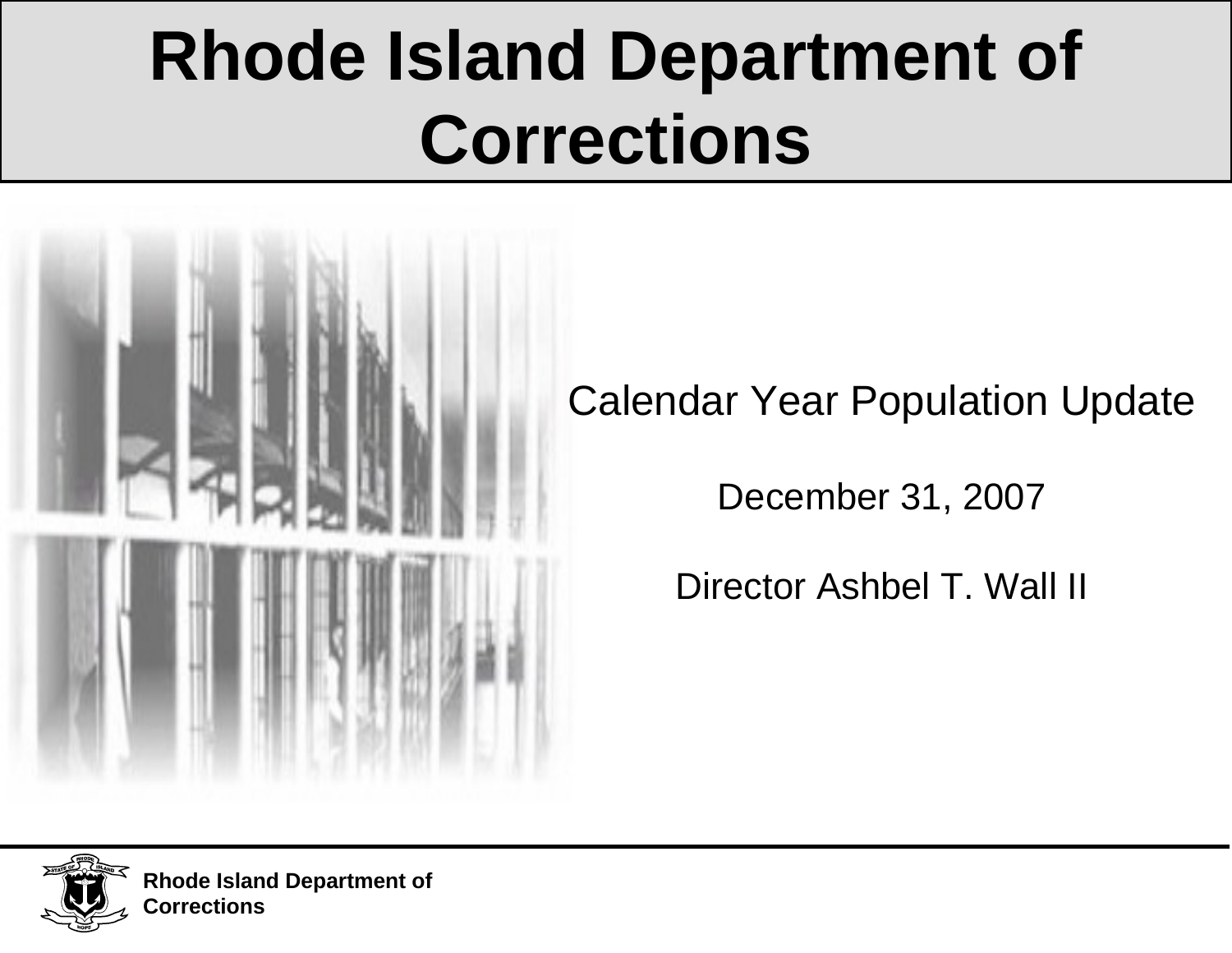# Rhode Island Department of Corrections

Calendar Year Population Update

December 31, 2007

Director Ashbel T. Wall II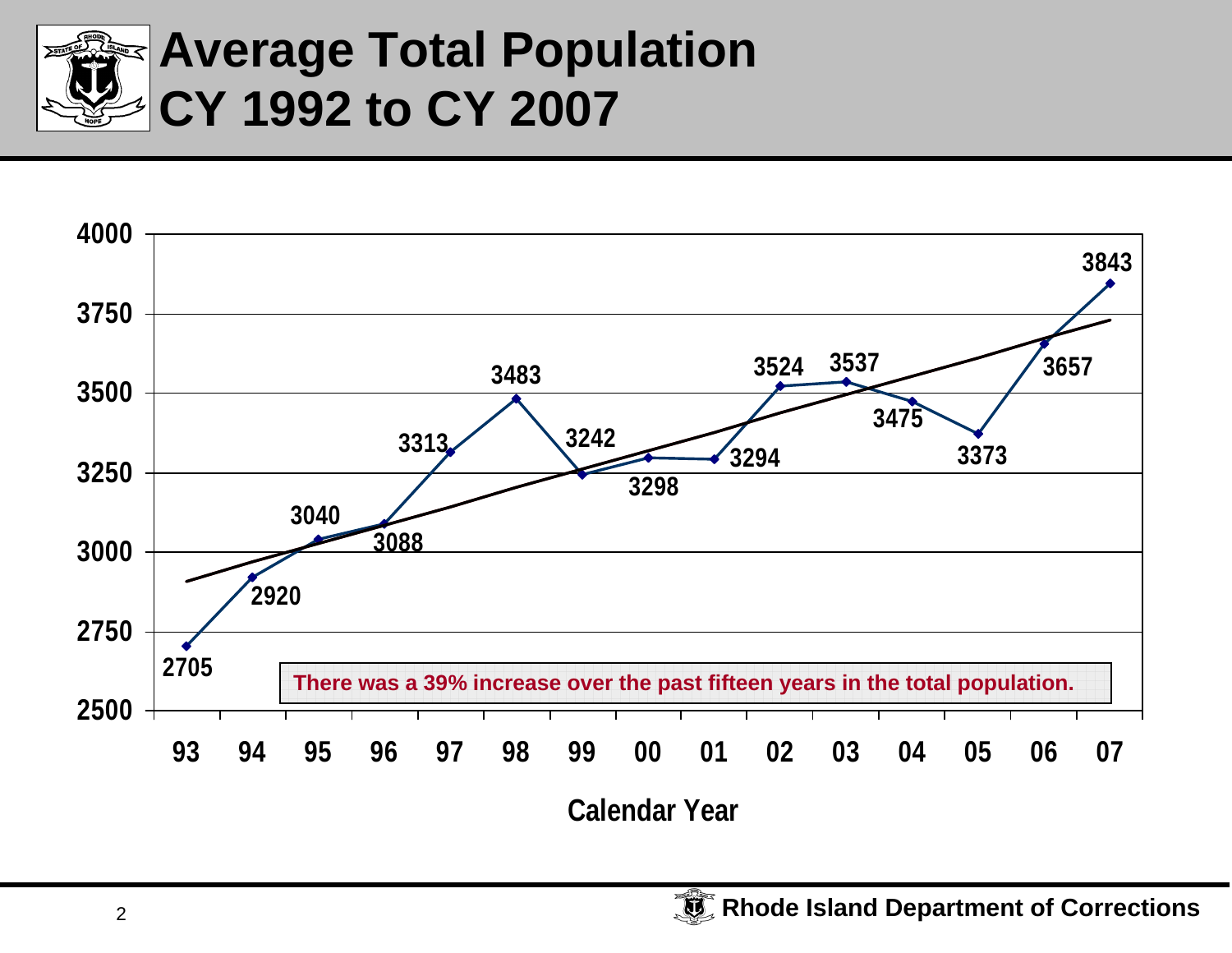# Average Total Population CY 1992 to CY 2007

| Calendar Year | Average Total Population |
|---|---|
| 93 | 2705 |
| 94 | 2920 |
| 95 | 3040 |
| 96 | 3088 |
| 97 | 3313 |
| 98 | 3483 |
| 99 | 3242 |
| 00 | 3298 |
| 01 | 3294 |
| 02 | 3524 |
| 03 | 3537 |
| 04 | 3475 |
| 05 | 3373 |
| 06 | 3657 |
| 07 | 3843 |

There was a 39% increase over the past fifteen years in the total population.

Rhode Island Department of Corrections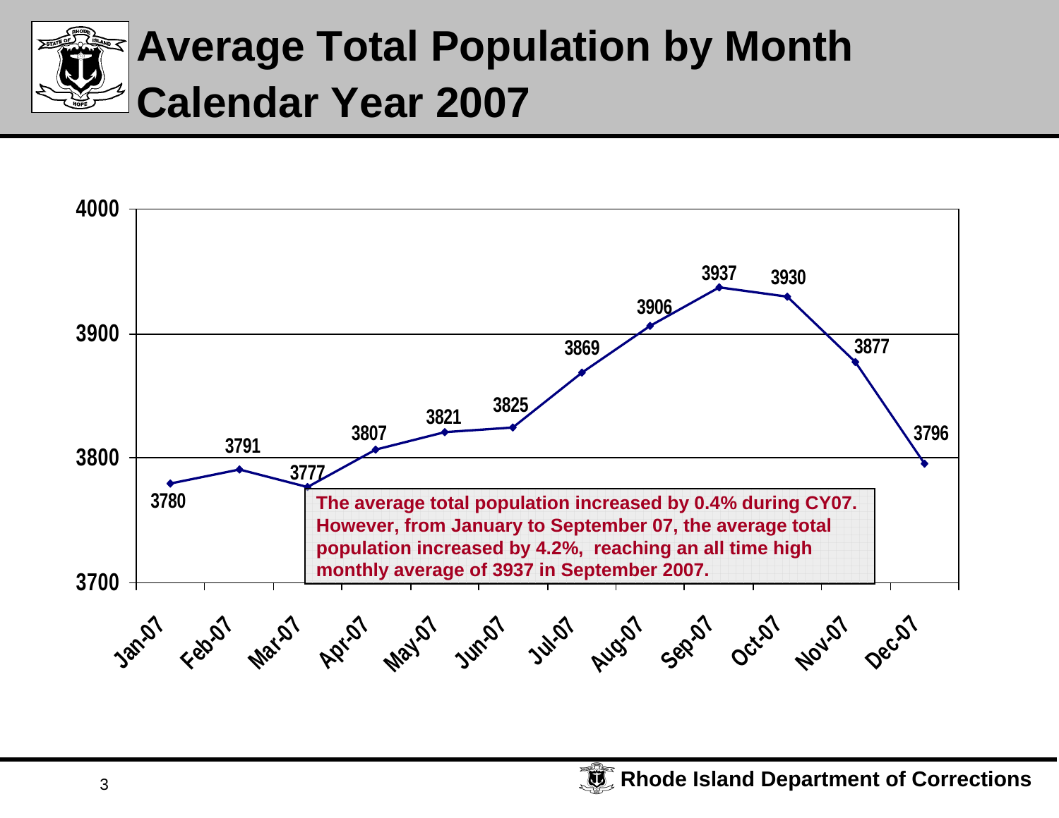# Average Total Population by Month Calendar Year 2007

| Month | Average Total Population |
|---|---|
| Jan-07 | 3780 |
| Feb-07 | 3791 |
| Mar-07 | 3777 |
| Apr-07 | 3807 |
| May-07 | 3821 |
| Jun-07 | 3825 |
| Jul-07 | 3869 |
| Aug-07 | 3906 |
| Sep-07 | 3937 |
| Oct-07 | 3930 |
| Nov-07 | 3877 |
| Dec-07 | 3796 |

**The average total population increased by 0.4% during CY07. However, from January to September 07, the average total population increased by 4.2%, reaching an all time high monthly average of 3937 in September 2007.**

**Rhode Island Department of Corrections**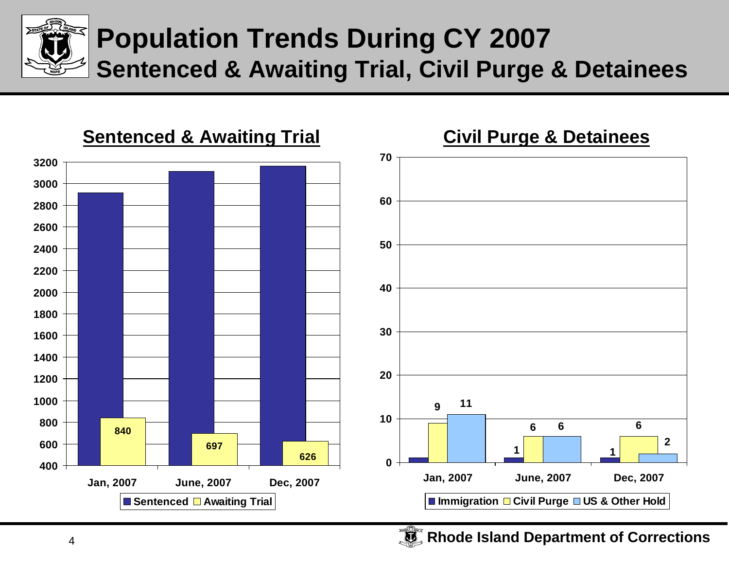# Population Trends During CY 2007

## Sentenced & Awaiting Trial, Civil Purge & Detainees

### Sentenced & Awaiting Trial

| | Sentenced | Awaiting Trial |
|---|---|---|
| Jan, 2007 | | 840 |
| June, 2007 | | 697 |
| Dec, 2007 | | 626 |

### Civil Purge & Detainees

| | Immigration | Civil Purge | US & Other Hold |
|---|---|---|---|
| Jan, 2007 | | 9 | 11 |
| June, 2007 | 1 | 6 | 6 |
| Dec, 2007 | 1 | 6 | 2 |

**Rhode Island Department of Corrections**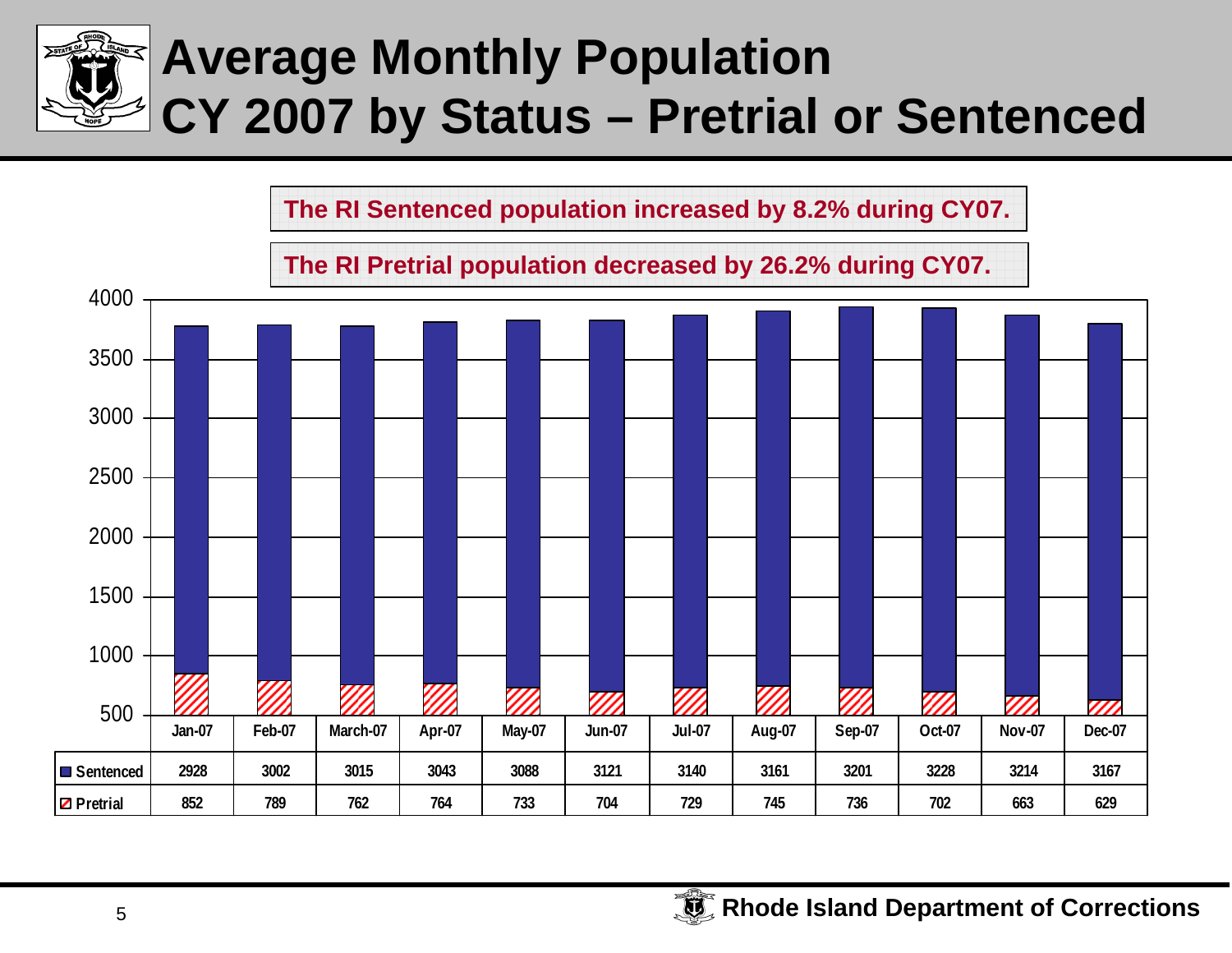# Average Monthly Population CY 2007 by Status – Pretrial or Sentenced

**The RI Sentenced population increased by 8.2% during CY07.**

**The RI Pretrial population decreased by 26.2% during CY07.**

| | Jan-07 | Feb-07 | March-07 | Apr-07 | May-07 | Jun-07 | Jul-07 | Aug-07 | Sep-07 | Oct-07 | Nov-07 | Dec-07 |
|---|---|---|---|---|---|---|---|---|---|---|---|---|
| Sentenced | 2928 | 3002 | 3015 | 3043 | 3088 | 3121 | 3140 | 3161 | 3201 | 3228 | 3214 | 3167 |
| Pretrial | 852 | 789 | 762 | 764 | 733 | 704 | 729 | 745 | 736 | 702 | 663 | 629 |

Rhode Island Department of Corrections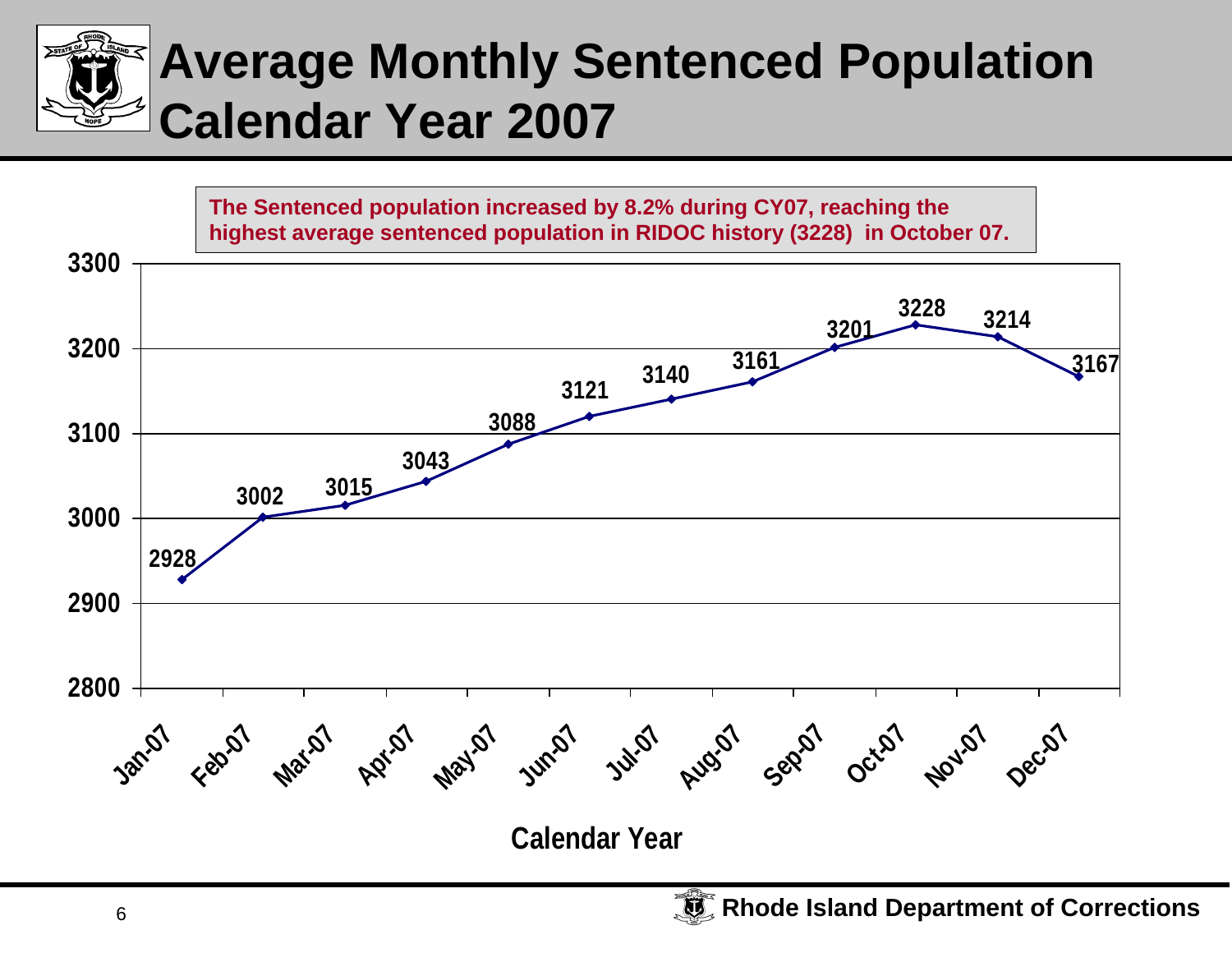# Average Monthly Sentenced Population Calendar Year 2007

**The Sentenced population increased by 8.2% during CY07, reaching the highest average sentenced population in RIDOC history (3228) in October 07.**

| Calendar Year | Average Sentenced Population |
|---|---|
| Jan-07 | 2928 |
| Feb-07 | 3002 |
| Mar-07 | 3015 |
| Apr-07 | 3043 |
| May-07 | 3088 |
| Jun-07 | 3121 |
| Jul-07 | 3140 |
| Aug-07 | 3161 |
| Sep-07 | 3201 |
| Oct-07 | 3228 |
| Nov-07 | 3214 |
| Dec-07 | 3167 |

**Rhode Island Department of Corrections**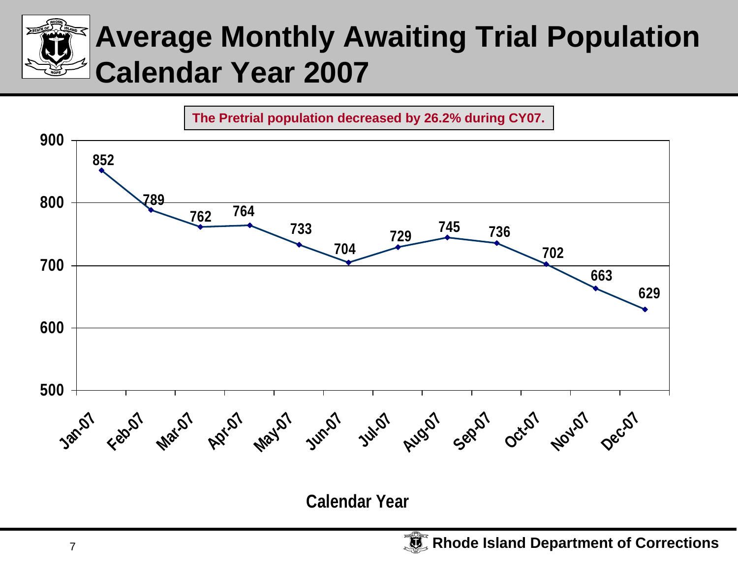# Average Monthly Awaiting Trial Population Calendar Year 2007

**The Pretrial population decreased by 26.2% during CY07.**

| Month | Population |
| --- | --- |
| Jan-07 | 852 |
| Feb-07 | 789 |
| Mar-07 | 762 |
| Apr-07 | 764 |
| May-07 | 733 |
| Jun-07 | 704 |
| Jul-07 | 729 |
| Aug-07 | 745 |
| Sep-07 | 736 |
| Oct-07 | 702 |
| Nov-07 | 663 |
| Dec-07 | 629 |

Calendar Year

Rhode Island Department of Corrections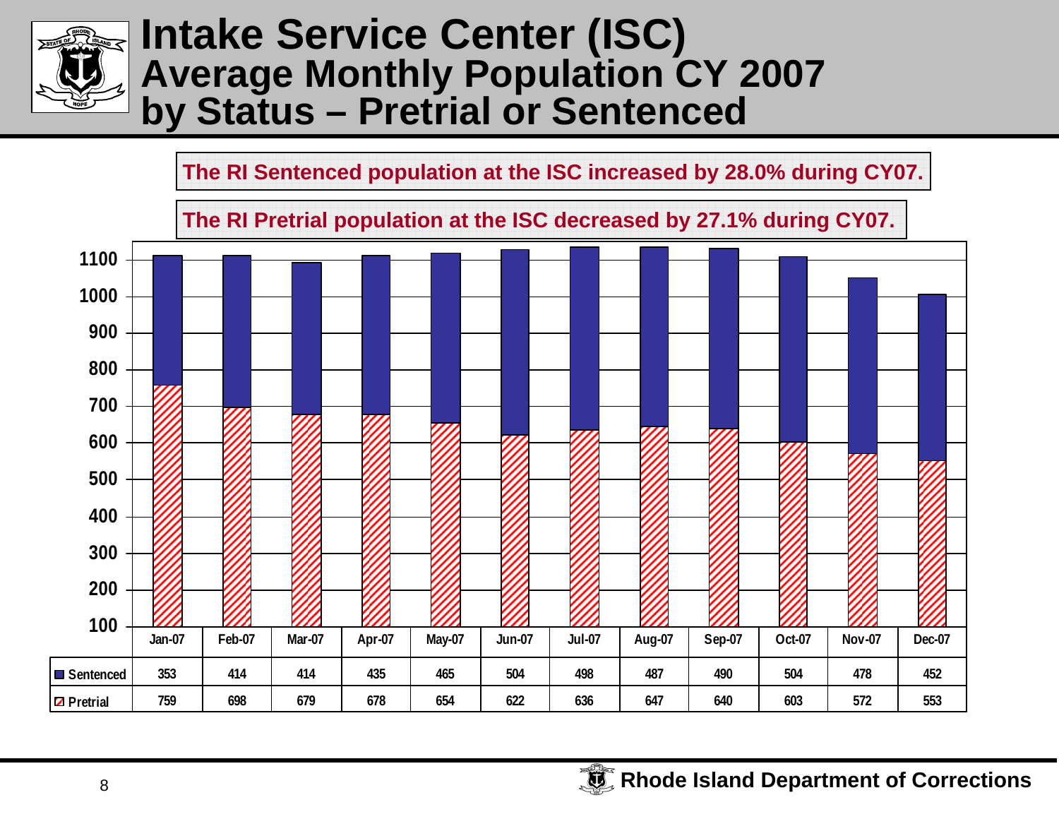# Intake Service Center (ISC) Average Monthly Population CY 2007 by Status – Pretrial or Sentenced

**The RI Sentenced population at the ISC increased by 28.0% during CY07.**

**The RI Pretrial population at the ISC decreased by 27.1% during CY07.**

| | Jan-07 | Feb-07 | Mar-07 | Apr-07 | May-07 | Jun-07 | Jul-07 | Aug-07 | Sep-07 | Oct-07 | Nov-07 | Dec-07 |
|---|---|---|---|---|---|---|---|---|---|---|---|---|
| Sentenced | 353 | 414 | 414 | 435 | 465 | 504 | 498 | 487 | 490 | 504 | 478 | 452 |
| Pretrial | 759 | 698 | 679 | 678 | 654 | 622 | 636 | 647 | 640 | 603 | 572 | 553 |

Rhode Island Department of Corrections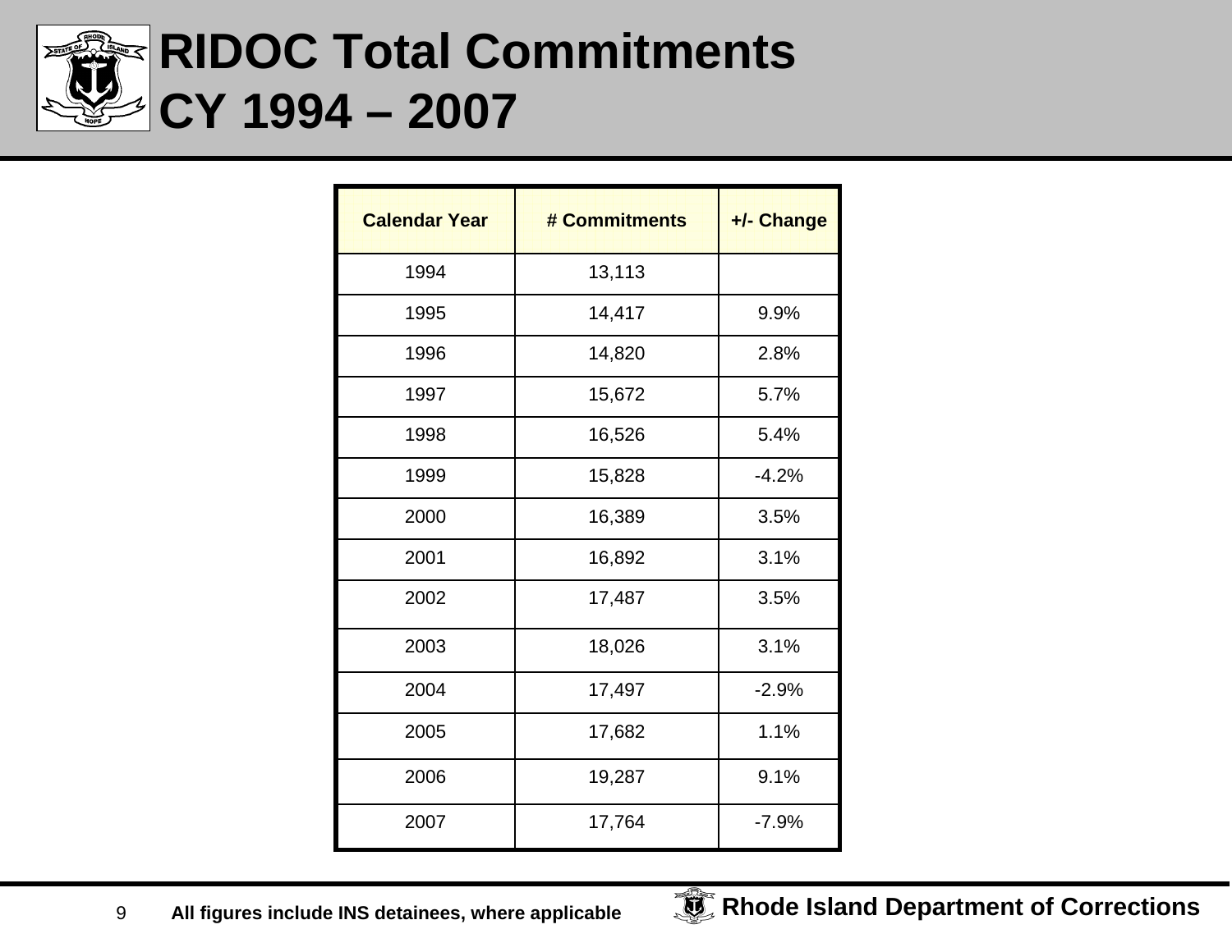# RIDOC Total Commitments CY 1994 – 2007

| Calendar Year | # Commitments | +/- Change |
|---|---|---|
| 1994 | 13,113 | |
| 1995 | 14,417 | 9.9% |
| 1996 | 14,820 | 2.8% |
| 1997 | 15,672 | 5.7% |
| 1998 | 16,526 | 5.4% |
| 1999 | 15,828 | -4.2% |
| 2000 | 16,389 | 3.5% |
| 2001 | 16,892 | 3.1% |
| 2002 | 17,487 | 3.5% |
| 2003 | 18,026 | 3.1% |
| 2004 | 17,497 | -2.9% |
| 2005 | 17,682 | 1.1% |
| 2006 | 19,287 | 9.1% |
| 2007 | 17,764 | -7.9% |

**All figures include INS detainees, where applicable**

**Rhode Island Department of Corrections**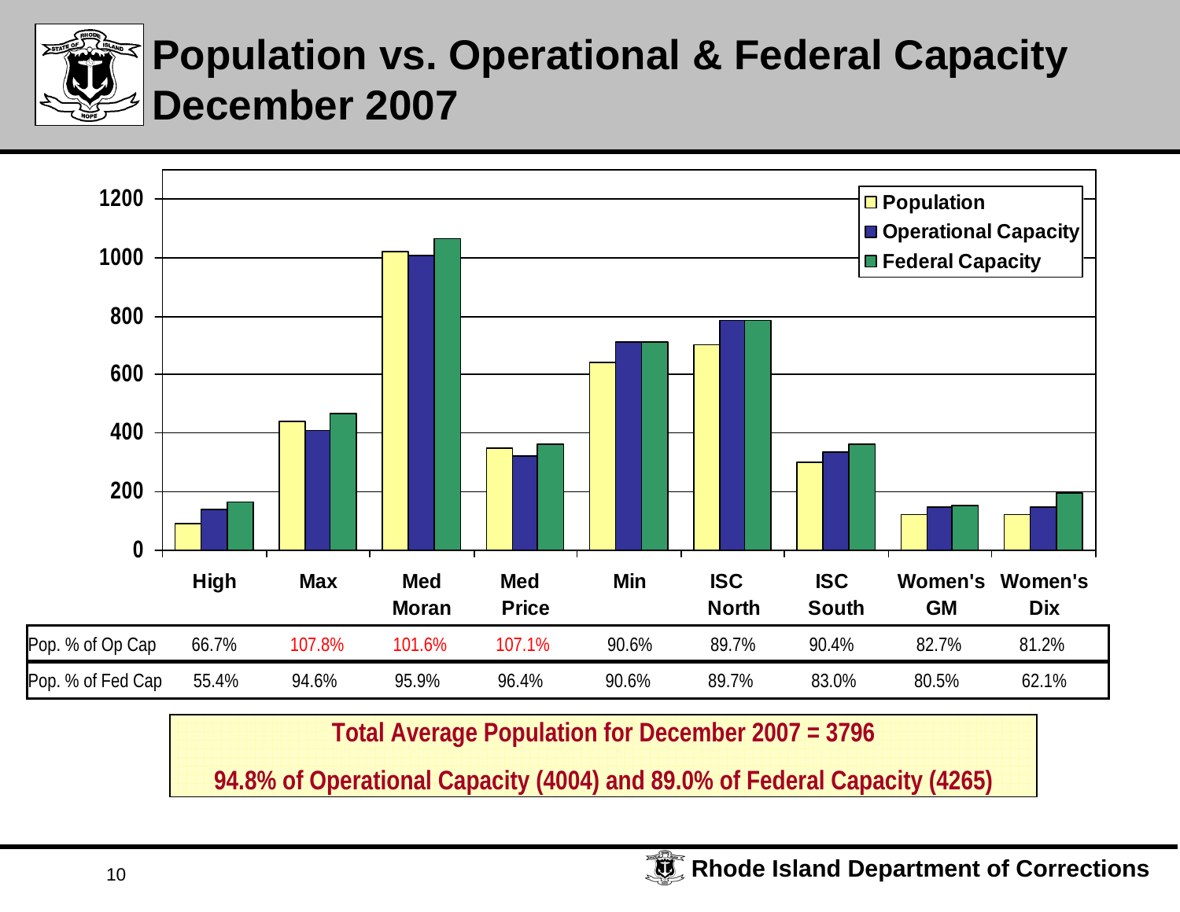# Population vs. Operational & Federal Capacity December 2007

| | High | Max | Med Moran | Med Price | Min | ISC North | ISC South | Women's GM | Women's Dix |
|---|---|---|---|---|---|---|---|---|---|
| Pop. % of Op Cap | 66.7% | 107.8% | 101.6% | 107.1% | 90.6% | 89.7% | 90.4% | 82.7% | 81.2% |
| Pop. % of Fed Cap | 55.4% | 94.6% | 95.9% | 96.4% | 90.6% | 89.7% | 83.0% | 80.5% | 62.1% |

**Total Average Population for December 2007 = 3796**

**94.8% of Operational Capacity (4004) and 89.0% of Federal Capacity (4265)**

**Rhode Island Department of Corrections**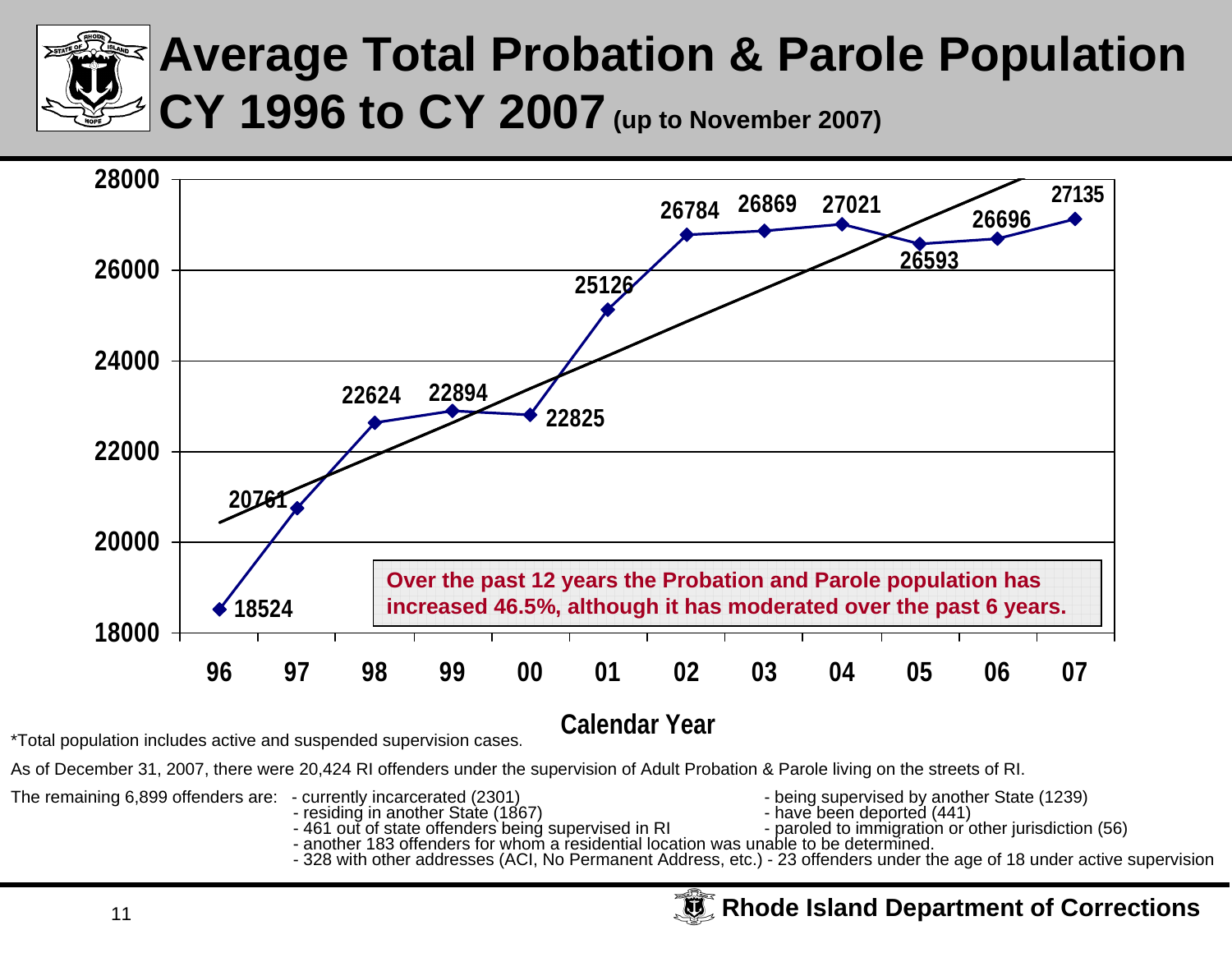# Average Total Probation & Parole Population CY 1996 to CY 2007 (up to November 2007)

| Calendar Year | Population |
|---|---|
| 96 | 18524 |
| 97 | 20761 |
| 98 | 22624 |
| 99 | 22894 |
| 00 | 22825 |
| 01 | 25126 |
| 02 | 26784 |
| 03 | 26869 |
| 04 | 27021 |
| 05 | 26593 |
| 06 | 26696 |
| 07 | 27135 |

**Over the past 12 years the Probation and Parole population has increased 46.5%, although it has moderated over the past 6 years.**

*Total population includes active and suspended supervision cases.

As of December 31, 2007, there were 20,424 RI offenders under the supervision of Adult Probation & Parole living on the streets of RI.

The remaining 6,899 offenders are:
- currently incarcerated (2301)
- residing in another State (1867)
- 461 out of state offenders being supervised in RI
- being supervised by another State (1239)
- have been deported (441)
- paroled to immigration or other jurisdiction (56)
- another 183 offenders for whom a residential location was unable to be determined.
- 328 with other addresses (ACI, No Permanent Address, etc.) - 23 offenders under the age of 18 under active supervision

**Rhode Island Department of Corrections**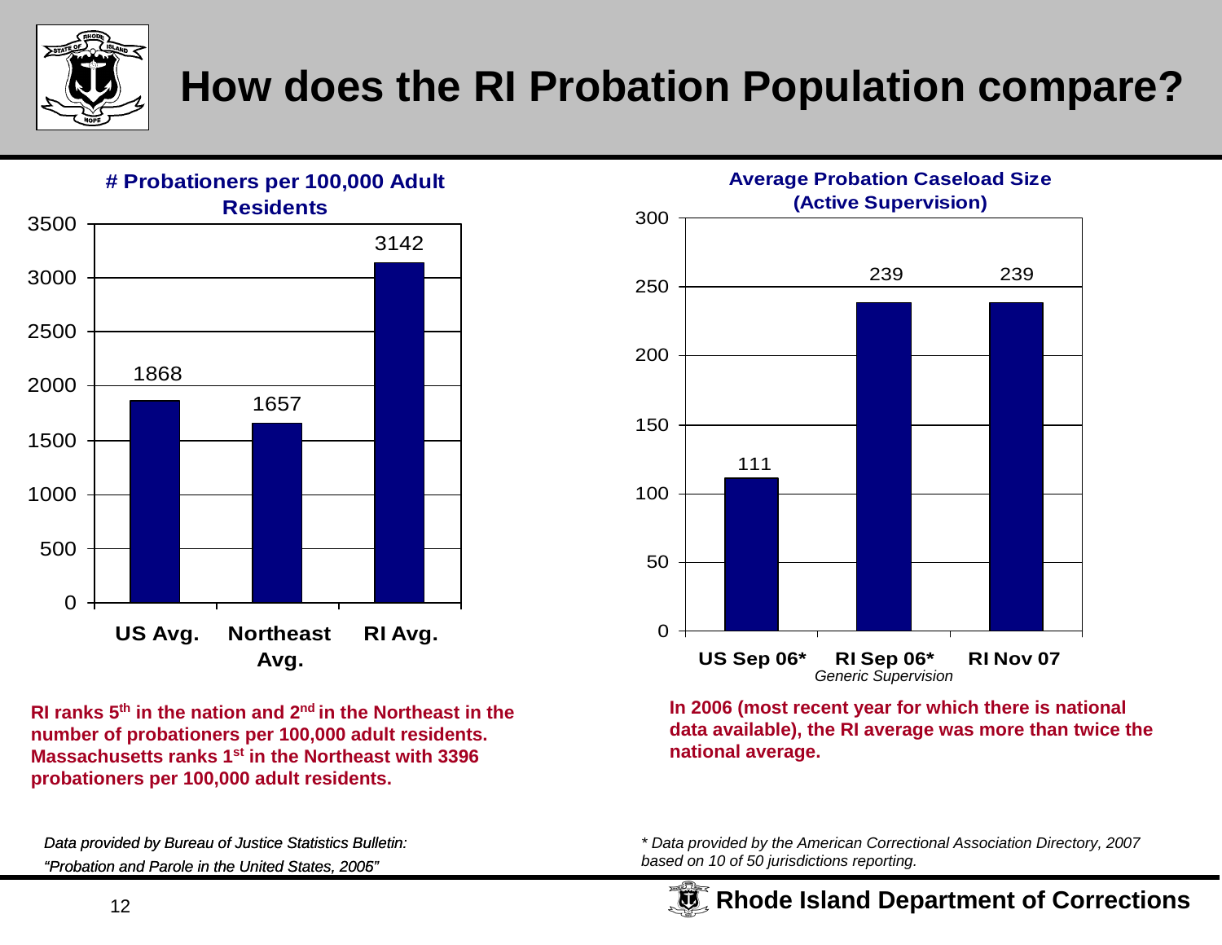# How does the RI Probation Population compare?

**# Probationers per 100,000 Adult Residents**

| | US Avg. | Northeast Avg. | RI Avg. |
|---|---|---|---|
| # Probationers per 100,000 Adult Residents | 1868 | 1657 | 3142 |

**RI ranks 5th in the nation and 2nd in the Northeast in the number of probationers per 100,000 adult residents. Massachusetts ranks 1st in the Northeast with 3396 probationers per 100,000 adult residents.**

*Data provided by Bureau of Justice Statistics Bulletin: "Probation and Parole in the United States, 2006"*

**Average Probation Caseload Size (Active Supervision)**

| | US Sep 06* | RI Sep 06* *Generic Supervision* | RI Nov 07 |
|---|---|---|---|
| Average Probation Caseload Size | 111 | 239 | 239 |

**In 2006 (most recent year for which there is national data available), the RI average was more than twice the national average.**

*\* Data provided by the American Correctional Association Directory, 2007 based on 10 of 50 jurisdictions reporting.*

**Rhode Island Department of Corrections**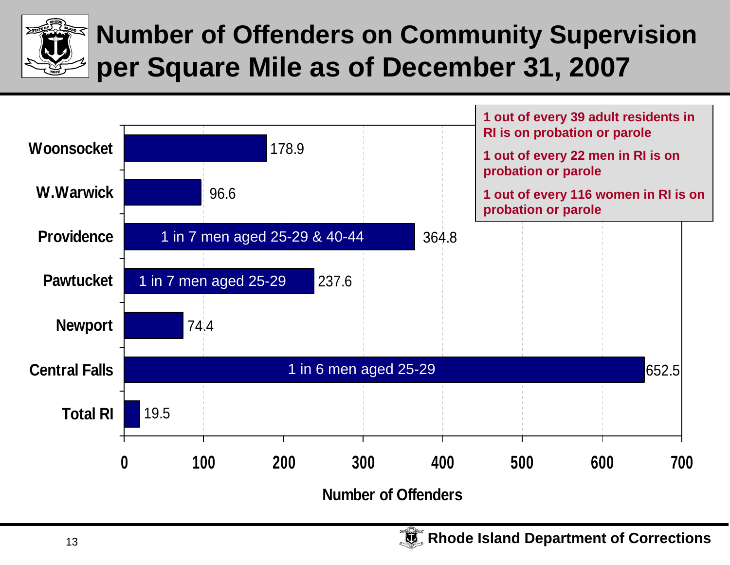# Number of Offenders on Community Supervision per Square Mile as of December 31, 2007

| Location | Number of Offenders | Note |
|---|---|---|
| Woonsocket | 178.9 | |
| W.Warwick | 96.6 | |
| Providence | 364.8 | 1 in 7 men aged 25-29 & 40-44 |
| Pawtucket | 237.6 | 1 in 7 men aged 25-29 |
| Newport | 74.4 | |
| Central Falls | 652.5 | 1 in 6 men aged 25-29 |
| Total RI | 19.5 | |

Number of Offenders

**1 out of every 39 adult residents in RI is on probation or parole**

**1 out of every 22 men in RI is on probation or parole**

**1 out of every 116 women in RI is on probation or parole**

**Rhode Island Department of Corrections**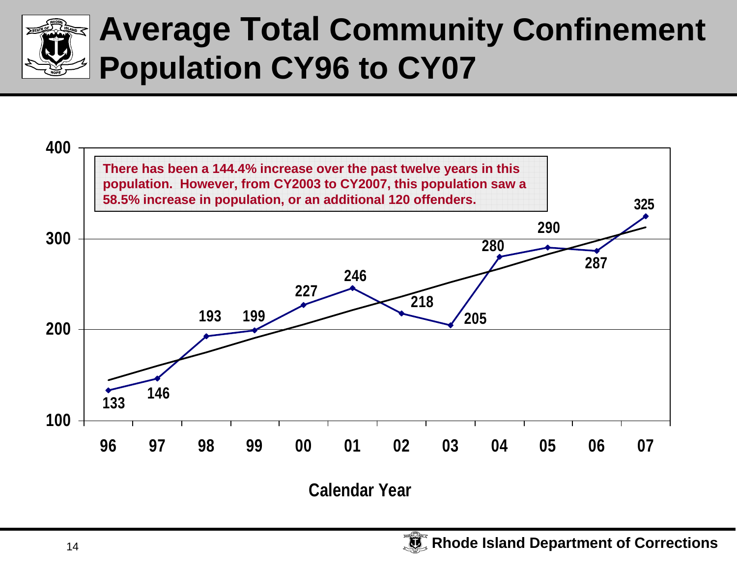# Average Total Community Confinement Population CY96 to CY07

There has been a 144.4% increase over the past twelve years in this population. However, from CY2003 to CY2007, this population saw a 58.5% increase in population, or an additional 120 offenders.

| Calendar Year | 96 | 97 | 98 | 99 | 00 | 01 | 02 | 03 | 04 | 05 | 06 | 07 |
|---|---|---|---|---|---|---|---|---|---|---|---|---|
| Population | 133 | 146 | 193 | 199 | 227 | 246 | 218 | 205 | 280 | 290 | 287 | 325 |

Rhode Island Department of Corrections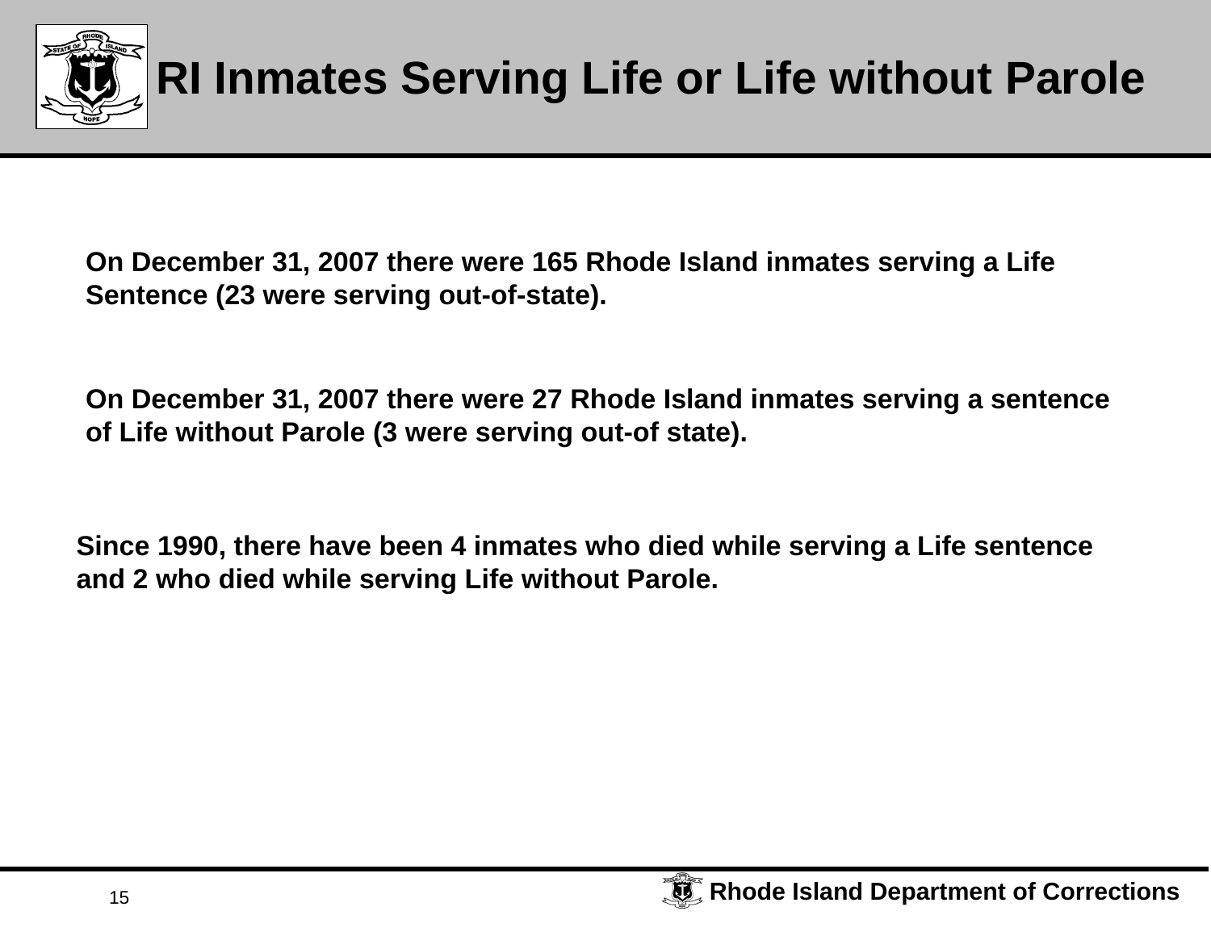# RI Inmates Serving Life or Life without Parole

**On December 31, 2007 there were 165 Rhode Island inmates serving a Life Sentence (23 were serving out-of-state).**

**On December 31, 2007 there were 27 Rhode Island inmates serving a sentence of Life without Parole (3 were serving out-of state).**

**Since 1990, there have been 4 inmates who died while serving a Life sentence and 2 who died while serving Life without Parole.**